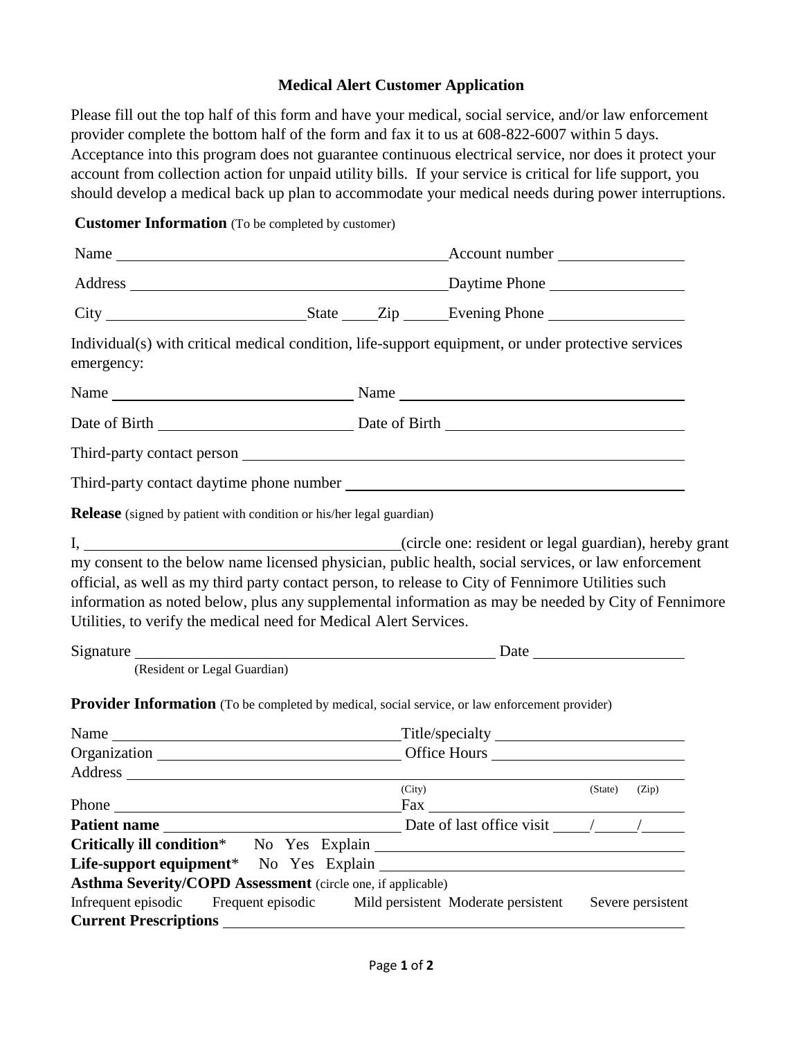# Medical Alert Customer Application

Please fill out the top half of this form and have your medical, social service, and/or law enforcement provider complete the bottom half of the form and fax it to us at 608-822-6007 within 5 days. Acceptance into this program does not guarantee continuous electrical service, nor does it protect your account from collection action for unpaid utility bills. If your service is critical for life support, you should develop a medical back up plan to accommodate your medical needs during power interruptions.

**Customer Information** (To be completed by customer)

Name \_\_\_\_\_\_\_\_\_\_\_\_\_\_\_\_\_\_\_\_\_\_\_\_\_\_\_\_\_\_\_\_\_\_\_\_\_\_\_\_ Account number \_\_\_\_\_\_\_\_\_\_\_\_\_\_\_\_

Address \_\_\_\_\_\_\_\_\_\_\_\_\_\_\_\_\_\_\_\_\_\_\_\_\_\_\_\_\_\_\_\_\_\_\_\_\_\_\_\_ Daytime Phone \_\_\_\_\_\_\_\_\_\_\_\_\_\_\_\_

City \_\_\_\_\_\_\_\_\_\_\_\_\_\_\_\_\_\_\_\_\_\_\_\_ State \_\_\_\_ Zip \_\_\_\_\_ Evening Phone \_\_\_\_\_\_\_\_\_\_\_\_\_\_\_\_

Individual(s) with critical medical condition, life-support equipment, or under protective services emergency:

Name \_\_\_\_\_\_\_\_\_\_\_\_\_\_\_\_\_\_\_\_\_\_\_\_\_\_\_\_ Name \_\_\_\_\_\_\_\_\_\_\_\_\_\_\_\_\_\_\_\_\_\_\_\_\_\_\_\_\_\_\_\_\_\_

Date of Birth \_\_\_\_\_\_\_\_\_\_\_\_\_\_\_\_\_\_\_\_\_\_\_ Date of Birth \_\_\_\_\_\_\_\_\_\_\_\_\_\_\_\_\_\_\_\_\_\_\_\_\_\_\_\_\_

Third-party contact person \_\_\_\_\_\_\_\_\_\_\_\_\_\_\_\_\_\_\_\_\_\_\_\_\_\_\_\_\_\_\_\_\_\_\_\_\_\_\_\_\_\_\_\_\_\_\_\_\_\_\_\_\_\_\_\_

Third-party contact daytime phone number \_\_\_\_\_\_\_\_\_\_\_\_\_\_\_\_\_\_\_\_\_\_\_\_\_\_\_\_\_\_\_\_\_\_\_\_\_\_\_\_\_\_

**Release** (signed by patient with condition or his/her legal guardian)

I, \_\_\_\_\_\_\_\_\_\_\_\_\_\_\_\_\_\_\_\_\_\_\_\_\_\_\_\_\_\_\_\_\_\_\_\_\_\_\_(circle one: resident or legal guardian), hereby grant my consent to the below name licensed physician, public health, social services, or law enforcement official, as well as my third party contact person, to release to City of Fennimore Utilities such information as noted below, plus any supplemental information as may be needed by City of Fennimore Utilities, to verify the medical need for Medical Alert Services.

Signature \_\_\_\_\_\_\_\_\_\_\_\_\_\_\_\_\_\_\_\_\_\_\_\_\_\_\_\_\_\_\_\_\_\_\_\_\_\_\_\_\_\_\_\_\_\_ Date \_\_\_\_\_\_\_\_\_\_\_\_\_\_\_\_\_\_\_
(Resident or Legal Guardian)

**Provider Information** (To be completed by medical, social service, or law enforcement provider)

Name \_\_\_\_\_\_\_\_\_\_\_\_\_\_\_\_\_\_\_\_\_\_\_\_\_\_\_\_\_\_\_\_\_\_\_\_ Title/specialty \_\_\_\_\_\_\_\_\_\_\_\_\_\_\_\_\_\_\_\_\_\_\_\_

Organization \_\_\_\_\_\_\_\_\_\_\_\_\_\_\_\_\_\_\_\_\_\_\_\_\_\_\_\_\_\_\_ Office Hours \_\_\_\_\_\_\_\_\_\_\_\_\_\_\_\_\_\_\_\_\_\_\_\_

Address \_\_\_\_\_\_\_\_\_\_\_\_\_\_\_\_\_\_\_\_\_\_\_\_\_\_\_\_\_\_\_\_\_\_\_\_\_\_\_\_\_\_\_\_\_\_\_\_\_\_\_\_\_\_\_\_\_\_\_\_\_\_\_\_\_\_\_\_\_\_\_\_\_
(City) (State) (Zip)

Phone \_\_\_\_\_\_\_\_\_\_\_\_\_\_\_\_\_\_\_\_\_\_\_\_\_\_\_\_\_\_\_\_\_\_\_\_\_ Fax \_\_\_\_\_\_\_\_\_\_\_\_\_\_\_\_\_\_\_\_\_\_\_\_\_\_\_\_\_\_\_\_\_

**Patient name** \_\_\_\_\_\_\_\_\_\_\_\_\_\_\_\_\_\_\_\_\_\_\_\_\_\_\_\_\_\_ Date of last office visit \_\_\_\_/\_\_\_\_\_/\_\_\_\_\_

**Critically ill condition*** No Yes Explain \_\_\_\_\_\_\_\_\_\_\_\_\_\_\_\_\_\_\_\_\_\_\_\_\_\_\_\_\_\_\_\_\_\_\_\_\_\_\_\_\_\_

**Life-support equipment*** No Yes Explain \_\_\_\_\_\_\_\_\_\_\_\_\_\_\_\_\_\_\_\_\_\_\_\_\_\_\_\_\_\_\_\_\_\_\_\_\_\_\_\_\_

**Asthma Severity/COPD Assessment** (circle one, if applicable)

Infrequent episodic Frequent episodic Mild persistent Moderate persistent Severe persistent

**Current Prescriptions** \_\_\_\_\_\_\_\_\_\_\_\_\_\_\_\_\_\_\_\_\_\_\_\_\_\_\_\_\_\_\_\_\_\_\_\_\_\_\_\_\_\_\_\_\_\_\_\_\_\_\_\_\_\_\_\_\_\_\_\_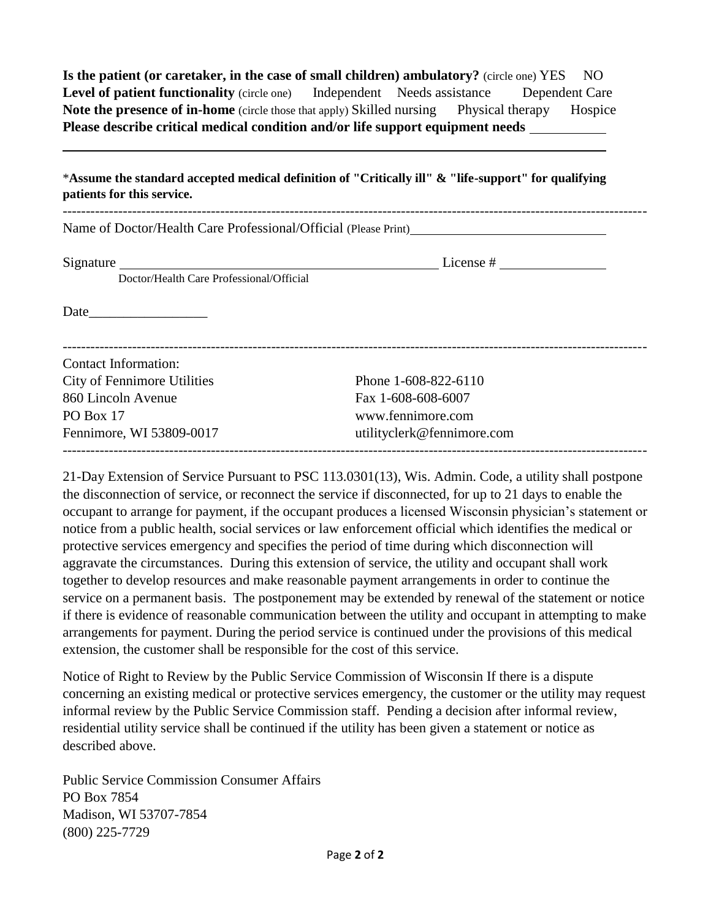**Is the patient (or caretaker, in the case of small children) ambulatory?** (circle one) YES NO

**Level of patient functionality** (circle one) Independent Needs assistance Dependent Care

**Note the presence of in-home** (circle those that apply) Skilled nursing Physical therapy Hospice

**Please describe critical medical condition and/or life support equipment needs** ___________

______________________________________________________________________________

\***Assume the standard accepted medical definition of "Critically ill" & "life-support" for qualifying patients for this service.**

---

Name of Doctor/Health Care Professional/Official (Please Print)_____________________________

Signature ________________________________________________ License # _______________

Doctor/Health Care Professional/Official

Date_________________

---

Contact Information:

City of Fennimore Utilities
860 Lincoln Avenue
PO Box 17
Fennimore, WI 53809-0017

Phone 1-608-822-6110
Fax 1-608-608-6007
www.fennimore.com
utilityclerk@fennimore.com

---

21-Day Extension of Service Pursuant to PSC 113.0301(13), Wis. Admin. Code, a utility shall postpone the disconnection of service, or reconnect the service if disconnected, for up to 21 days to enable the occupant to arrange for payment, if the occupant produces a licensed Wisconsin physician's statement or notice from a public health, social services or law enforcement official which identifies the medical or protective services emergency and specifies the period of time during which disconnection will aggravate the circumstances. During this extension of service, the utility and occupant shall work together to develop resources and make reasonable payment arrangements in order to continue the service on a permanent basis. The postponement may be extended by renewal of the statement or notice if there is evidence of reasonable communication between the utility and occupant in attempting to make arrangements for payment. During the period service is continued under the provisions of this medical extension, the customer shall be responsible for the cost of this service.

Notice of Right to Review by the Public Service Commission of Wisconsin If there is a dispute concerning an existing medical or protective services emergency, the customer or the utility may request informal review by the Public Service Commission staff. Pending a decision after informal review, residential utility service shall be continued if the utility has been given a statement or notice as described above.

Public Service Commission Consumer Affairs
PO Box 7854
Madison, WI 53707-7854
(800) 225-7729